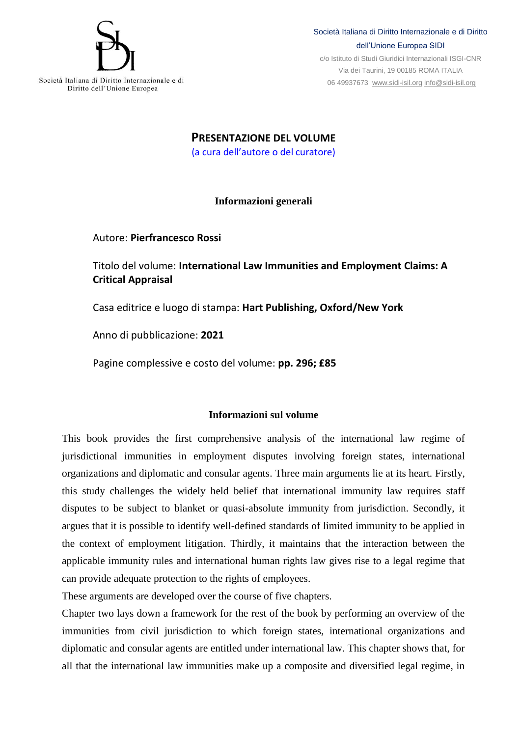Società Italiana di Diritto Internazionale e di Diritto dell'Unione Europea

Società Italiana di Diritto Internazionale e di Diritto dell'Unione Europea SIDI
c/o Istituto di Studi Giuridici Internazionali ISGI-CNR
Via dei Taurini, 19 00185 ROMA ITALIA
06 49937673 www.sidi-isil.org info@sidi-isil.org

# PRESENTAZIONE DEL VOLUME

(a cura dell'autore o del curatore)

## Informazioni generali

Autore: **Pierfrancesco Rossi**

Titolo del volume: **International Law Immunities and Employment Claims: A Critical Appraisal**

Casa editrice e luogo di stampa: **Hart Publishing, Oxford/New York**

Anno di pubblicazione: **2021**

Pagine complessive e costo del volume: **pp. 296; £85**

## Informazioni sul volume

This book provides the first comprehensive analysis of the international law regime of jurisdictional immunities in employment disputes involving foreign states, international organizations and diplomatic and consular agents. Three main arguments lie at its heart. Firstly, this study challenges the widely held belief that international immunity law requires staff disputes to be subject to blanket or quasi-absolute immunity from jurisdiction. Secondly, it argues that it is possible to identify well-defined standards of limited immunity to be applied in the context of employment litigation. Thirdly, it maintains that the interaction between the applicable immunity rules and international human rights law gives rise to a legal regime that can provide adequate protection to the rights of employees.

These arguments are developed over the course of five chapters.

Chapter two lays down a framework for the rest of the book by performing an overview of the immunities from civil jurisdiction to which foreign states, international organizations and diplomatic and consular agents are entitled under international law. This chapter shows that, for all that the international law immunities make up a composite and diversified legal regime, in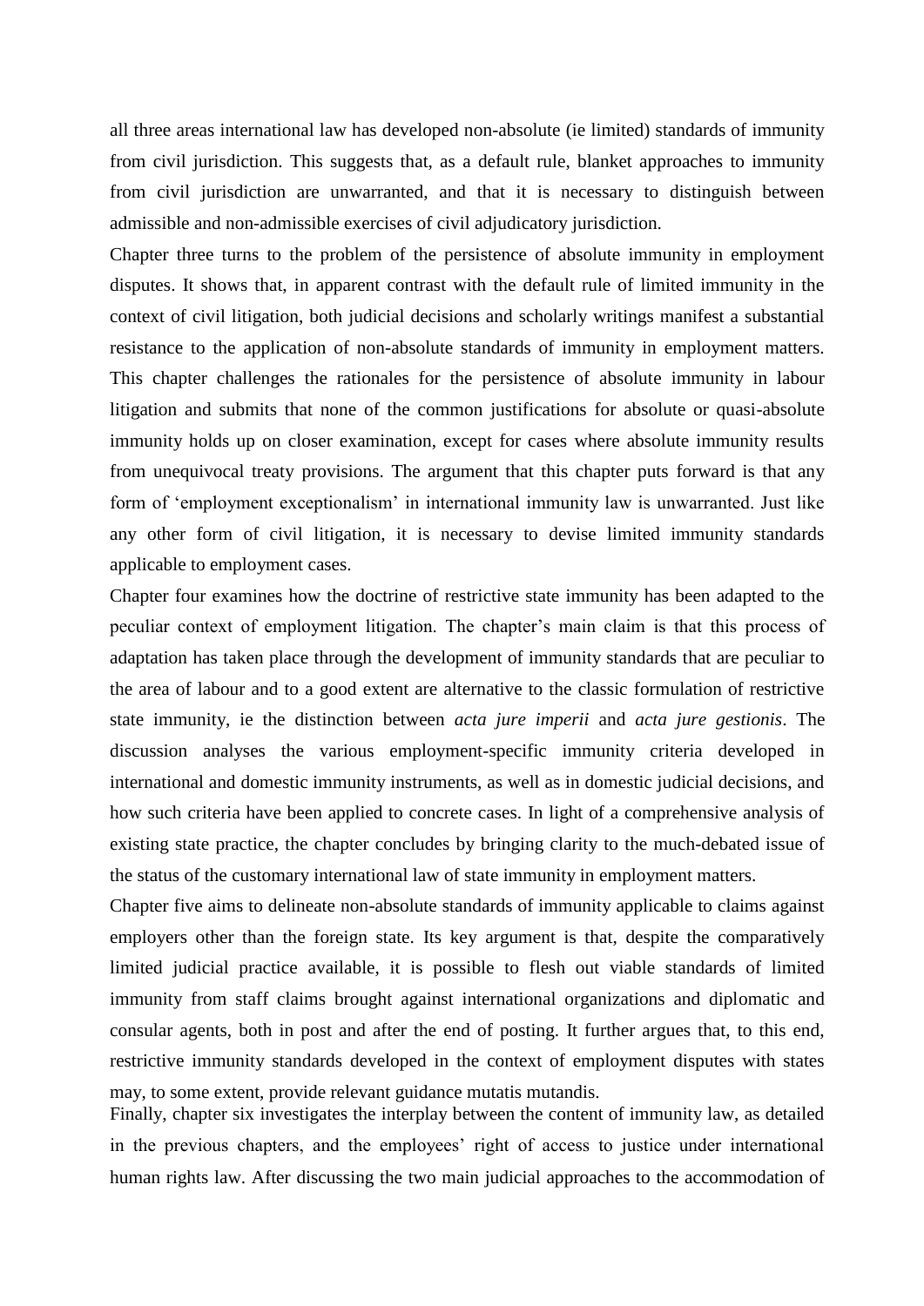all three areas international law has developed non-absolute (ie limited) standards of immunity from civil jurisdiction. This suggests that, as a default rule, blanket approaches to immunity from civil jurisdiction are unwarranted, and that it is necessary to distinguish between admissible and non-admissible exercises of civil adjudicatory jurisdiction.

Chapter three turns to the problem of the persistence of absolute immunity in employment disputes. It shows that, in apparent contrast with the default rule of limited immunity in the context of civil litigation, both judicial decisions and scholarly writings manifest a substantial resistance to the application of non-absolute standards of immunity in employment matters. This chapter challenges the rationales for the persistence of absolute immunity in labour litigation and submits that none of the common justifications for absolute or quasi-absolute immunity holds up on closer examination, except for cases where absolute immunity results from unequivocal treaty provisions. The argument that this chapter puts forward is that any form of 'employment exceptionalism' in international immunity law is unwarranted. Just like any other form of civil litigation, it is necessary to devise limited immunity standards applicable to employment cases.

Chapter four examines how the doctrine of restrictive state immunity has been adapted to the peculiar context of employment litigation. The chapter's main claim is that this process of adaptation has taken place through the development of immunity standards that are peculiar to the area of labour and to a good extent are alternative to the classic formulation of restrictive state immunity, ie the distinction between *acta jure imperii* and *acta jure gestionis*. The discussion analyses the various employment-specific immunity criteria developed in international and domestic immunity instruments, as well as in domestic judicial decisions, and how such criteria have been applied to concrete cases. In light of a comprehensive analysis of existing state practice, the chapter concludes by bringing clarity to the much-debated issue of the status of the customary international law of state immunity in employment matters.

Chapter five aims to delineate non-absolute standards of immunity applicable to claims against employers other than the foreign state. Its key argument is that, despite the comparatively limited judicial practice available, it is possible to flesh out viable standards of limited immunity from staff claims brought against international organizations and diplomatic and consular agents, both in post and after the end of posting. It further argues that, to this end, restrictive immunity standards developed in the context of employment disputes with states may, to some extent, provide relevant guidance mutatis mutandis.

Finally, chapter six investigates the interplay between the content of immunity law, as detailed in the previous chapters, and the employees' right of access to justice under international human rights law. After discussing the two main judicial approaches to the accommodation of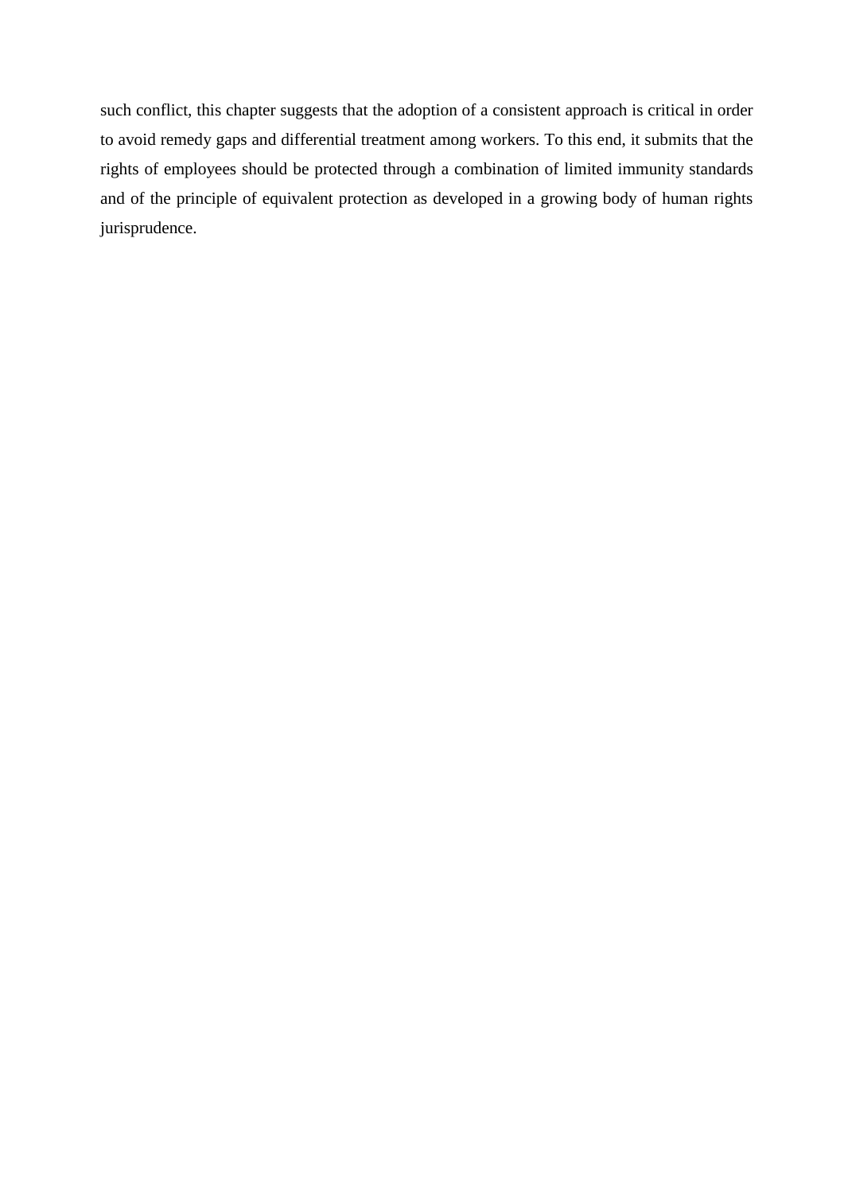such conflict, this chapter suggests that the adoption of a consistent approach is critical in order to avoid remedy gaps and differential treatment among workers. To this end, it submits that the rights of employees should be protected through a combination of limited immunity standards and of the principle of equivalent protection as developed in a growing body of human rights jurisprudence.